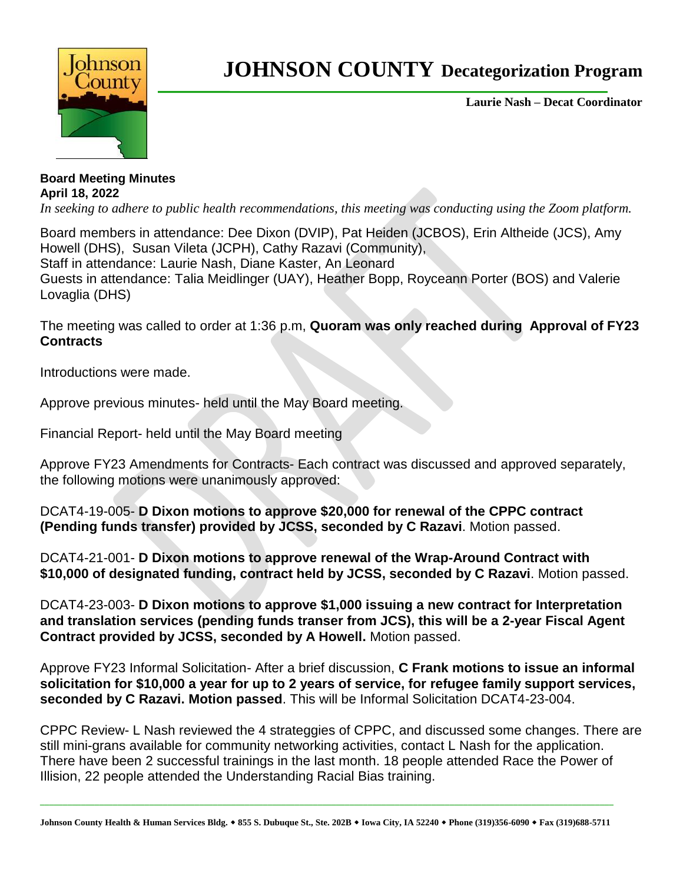# JOHNSON COUNTY Decategorization Program

**Laurie Nash – Decat Coordinator**

**Board Meeting Minutes**
**April 18, 2022**
*In seeking to adhere to public health recommendations, this meeting was conducting using the Zoom platform.*

Board members in attendance: Dee Dixon (DVIP), Pat Heiden (JCBOS), Erin Altheide (JCS), Amy Howell (DHS), Susan Vileta (JCPH), Cathy Razavi (Community),
Staff in attendance: Laurie Nash, Diane Kaster, An Leonard
Guests in attendance: Talia Meidlinger (UAY), Heather Bopp, Royceann Porter (BOS) and Valerie Lovaglia (DHS)

The meeting was called to order at 1:36 p.m, **Quoram was only reached during Approval of FY23 Contracts**

Introductions were made.

Approve previous minutes- held until the May Board meeting.

Financial Report- held until the May Board meeting

Approve FY23 Amendments for Contracts- Each contract was discussed and approved separately, the following motions were unanimously approved:

DCAT4-19-005- **D Dixon motions to approve $20,000 for renewal of the CPPC contract (Pending funds transfer) provided by JCSS, seconded by C Razavi**. Motion passed.

DCAT4-21-001- **D Dixon motions to approve renewal of the Wrap-Around Contract with $10,000 of designated funding, contract held by JCSS, seconded by C Razavi**. Motion passed.

DCAT4-23-003- **D Dixon motions to approve $1,000 issuing a new contract for Interpretation and translation services (pending funds transer from JCS), this will be a 2-year Fiscal Agent Contract provided by JCSS, seconded by A Howell.** Motion passed.

Approve FY23 Informal Solicitation- After a brief discussion, **C Frank motions to issue an informal solicitation for $10,000 a year for up to 2 years of service, for refugee family support services, seconded by C Razavi. Motion passed**. This will be Informal Solicitation DCAT4-23-004.

CPPC Review- L Nash reviewed the 4 strateggies of CPPC, and discussed some changes. There are still mini-grans available for community networking activities, contact L Nash for the application. There have been 2 successful trainings in the last month. 18 people attended Race the Power of Illision, 22 people attended the Understanding Racial Bias training.

Johnson County Health & Human Services Bldg. ◆ 855 S. Dubuque St., Ste. 202B ◆ Iowa City, IA 52240 ◆ Phone (319)356-6090 ◆ Fax (319)688-5711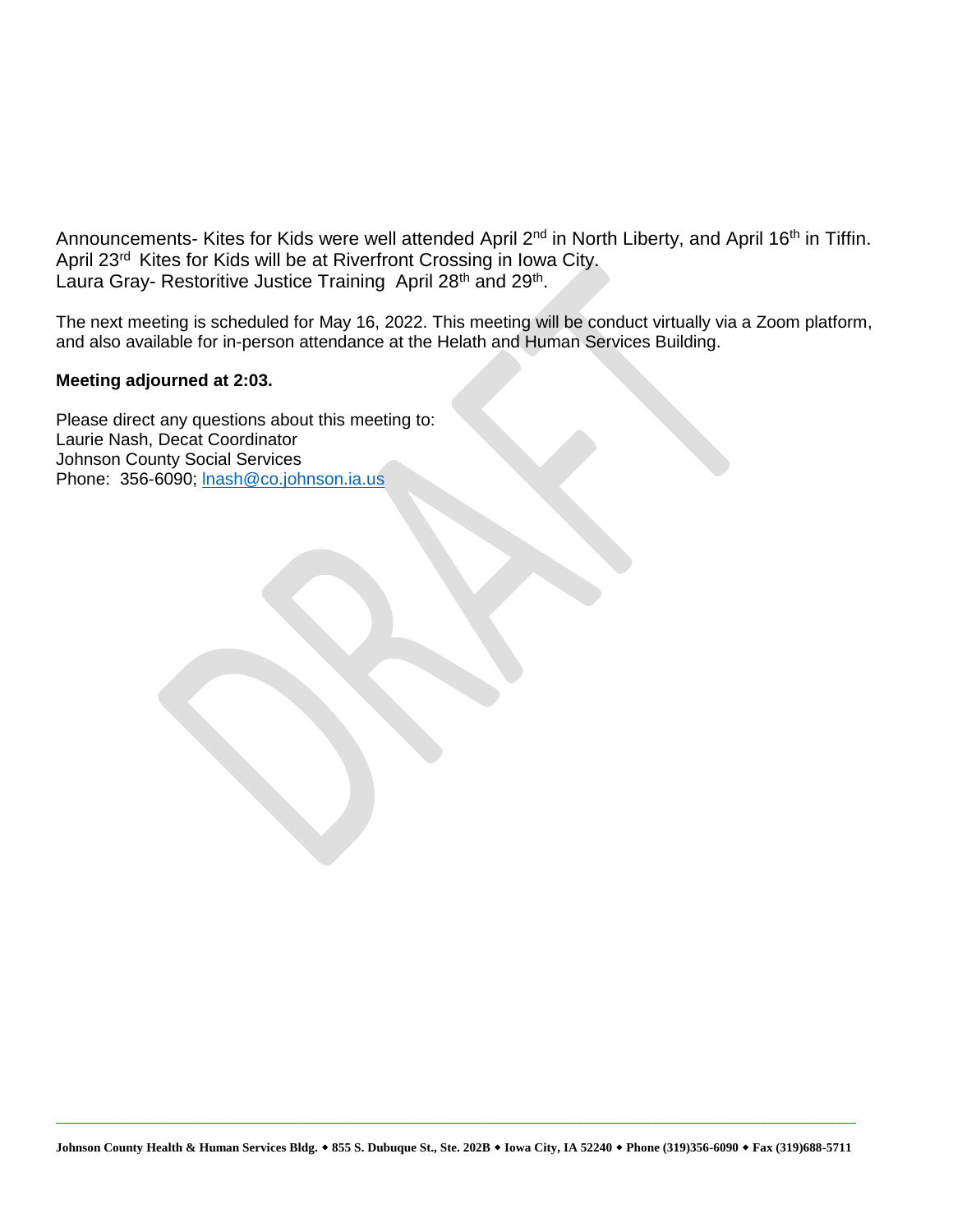Announcements- Kites for Kids were well attended April 2nd in North Liberty, and April 16th in Tiffin. April 23rd Kites for Kids will be at Riverfront Crossing in Iowa City.
Laura Gray- Restoritive Justice Training April 28th and 29th.

The next meeting is scheduled for May 16, 2022. This meeting will be conduct virtually via a Zoom platform, and also available for in-person attendance at the Helath and Human Services Building.

**Meeting adjourned at 2:03.**

Please direct any questions about this meeting to:
Laurie Nash, Decat Coordinator
Johnson County Social Services
Phone: 356-6090; lnash@co.johnson.ia.us

**Johnson County Health & Human Services Bldg. ◆ 855 S. Dubuque St., Ste. 202B ◆ Iowa City, IA 52240 ◆ Phone (319)356-6090 ◆ Fax (319)688-5711**